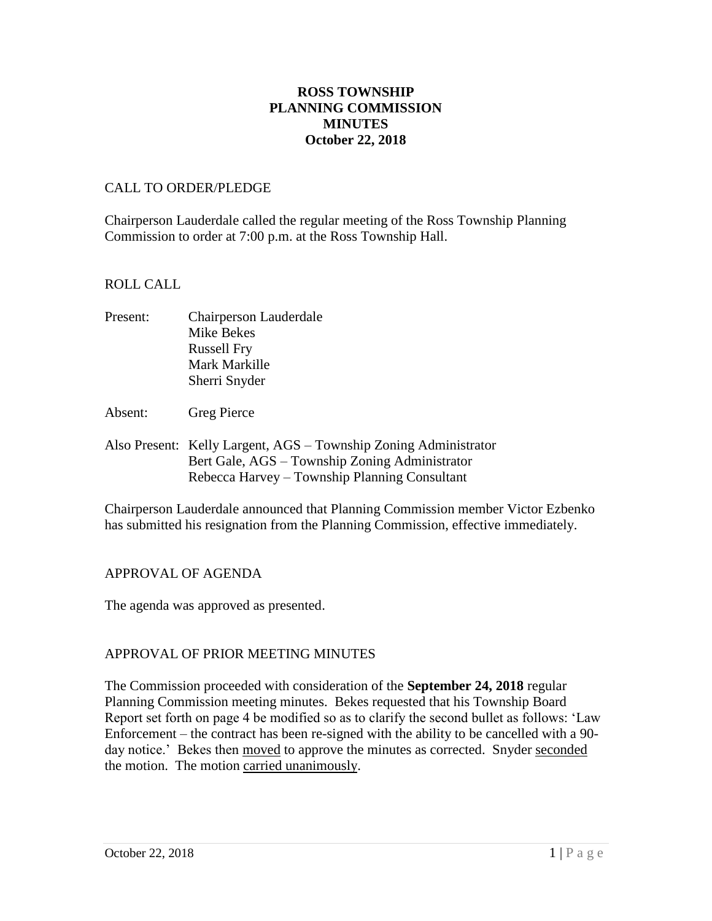# ROSS TOWNSHIP
# PLANNING COMMISSION
# MINUTES
# October 22, 2018

## CALL TO ORDER/PLEDGE

Chairperson Lauderdale called the regular meeting of the Ross Township Planning Commission to order at 7:00 p.m. at the Ross Township Hall.

## ROLL CALL

Present: Chairperson Lauderdale
Mike Bekes
Russell Fry
Mark Markille
Sherri Snyder

Absent: Greg Pierce

Also Present: Kelly Largent, AGS – Township Zoning Administrator
Bert Gale, AGS – Township Zoning Administrator
Rebecca Harvey – Township Planning Consultant

Chairperson Lauderdale announced that Planning Commission member Victor Ezbenko has submitted his resignation from the Planning Commission, effective immediately.

## APPROVAL OF AGENDA

The agenda was approved as presented.

## APPROVAL OF PRIOR MEETING MINUTES

The Commission proceeded with consideration of the **September 24, 2018** regular Planning Commission meeting minutes. Bekes requested that his Township Board Report set forth on page 4 be modified so as to clarify the second bullet as follows: 'Law Enforcement – the contract has been re-signed with the ability to be cancelled with a 90-day notice.' Bekes then moved to approve the minutes as corrected. Snyder seconded the motion. The motion carried unanimously.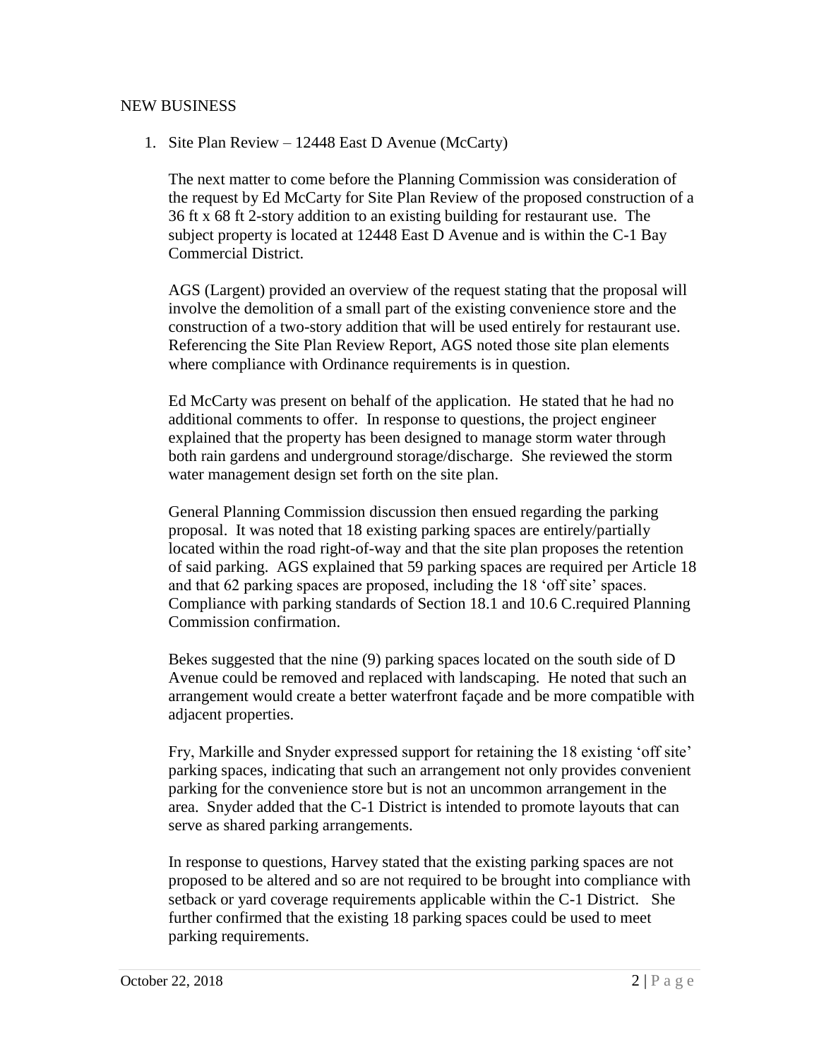NEW BUSINESS

1. Site Plan Review – 12448 East D Avenue (McCarty)

   The next matter to come before the Planning Commission was consideration of the request by Ed McCarty for Site Plan Review of the proposed construction of a 36 ft x 68 ft 2-story addition to an existing building for restaurant use. The subject property is located at 12448 East D Avenue and is within the C-1 Bay Commercial District.

   AGS (Largent) provided an overview of the request stating that the proposal will involve the demolition of a small part of the existing convenience store and the construction of a two-story addition that will be used entirely for restaurant use. Referencing the Site Plan Review Report, AGS noted those site plan elements where compliance with Ordinance requirements is in question.

   Ed McCarty was present on behalf of the application. He stated that he had no additional comments to offer. In response to questions, the project engineer explained that the property has been designed to manage storm water through both rain gardens and underground storage/discharge. She reviewed the storm water management design set forth on the site plan.

   General Planning Commission discussion then ensued regarding the parking proposal. It was noted that 18 existing parking spaces are entirely/partially located within the road right-of-way and that the site plan proposes the retention of said parking. AGS explained that 59 parking spaces are required per Article 18 and that 62 parking spaces are proposed, including the 18 'off site' spaces. Compliance with parking standards of Section 18.1 and 10.6 C.required Planning Commission confirmation.

   Bekes suggested that the nine (9) parking spaces located on the south side of D Avenue could be removed and replaced with landscaping. He noted that such an arrangement would create a better waterfront façade and be more compatible with adjacent properties.

   Fry, Markille and Snyder expressed support for retaining the 18 existing 'off site' parking spaces, indicating that such an arrangement not only provides convenient parking for the convenience store but is not an uncommon arrangement in the area. Snyder added that the C-1 District is intended to promote layouts that can serve as shared parking arrangements.

   In response to questions, Harvey stated that the existing parking spaces are not proposed to be altered and so are not required to be brought into compliance with setback or yard coverage requirements applicable within the C-1 District. She further confirmed that the existing 18 parking spaces could be used to meet parking requirements.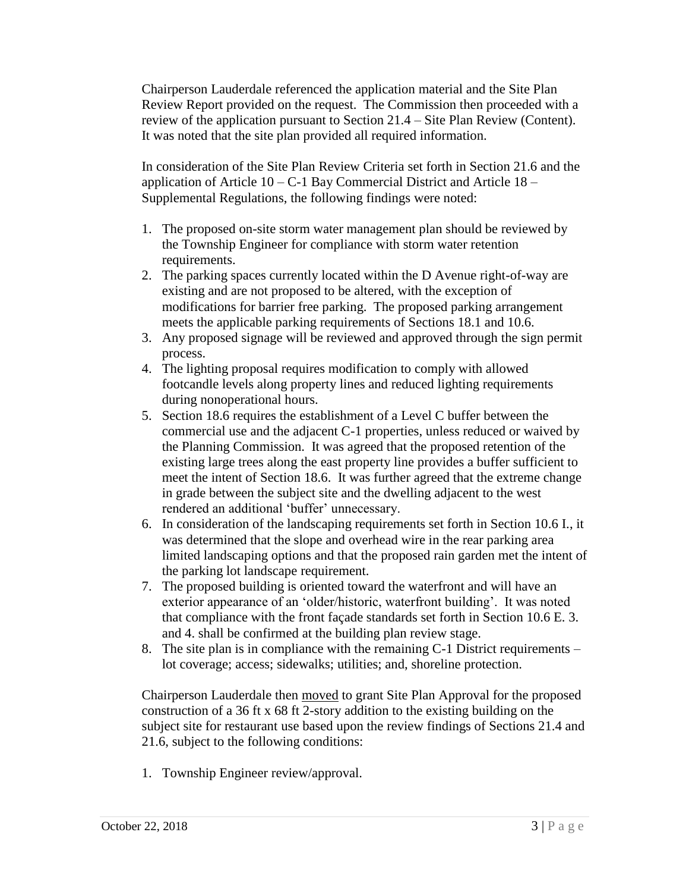Chairperson Lauderdale referenced the application material and the Site Plan Review Report provided on the request. The Commission then proceeded with a review of the application pursuant to Section 21.4 – Site Plan Review (Content). It was noted that the site plan provided all required information.

In consideration of the Site Plan Review Criteria set forth in Section 21.6 and the application of Article 10 – C-1 Bay Commercial District and Article 18 – Supplemental Regulations, the following findings were noted:

1. The proposed on-site storm water management plan should be reviewed by the Township Engineer for compliance with storm water retention requirements.
2. The parking spaces currently located within the D Avenue right-of-way are existing and are not proposed to be altered, with the exception of modifications for barrier free parking. The proposed parking arrangement meets the applicable parking requirements of Sections 18.1 and 10.6.
3. Any proposed signage will be reviewed and approved through the sign permit process.
4. The lighting proposal requires modification to comply with allowed footcandle levels along property lines and reduced lighting requirements during nonoperational hours.
5. Section 18.6 requires the establishment of a Level C buffer between the commercial use and the adjacent C-1 properties, unless reduced or waived by the Planning Commission. It was agreed that the proposed retention of the existing large trees along the east property line provides a buffer sufficient to meet the intent of Section 18.6. It was further agreed that the extreme change in grade between the subject site and the dwelling adjacent to the west rendered an additional 'buffer' unnecessary.
6. In consideration of the landscaping requirements set forth in Section 10.6 I., it was determined that the slope and overhead wire in the rear parking area limited landscaping options and that the proposed rain garden met the intent of the parking lot landscape requirement.
7. The proposed building is oriented toward the waterfront and will have an exterior appearance of an 'older/historic, waterfront building'. It was noted that compliance with the front façade standards set forth in Section 10.6 E. 3. and 4. shall be confirmed at the building plan review stage.
8. The site plan is in compliance with the remaining C-1 District requirements – lot coverage; access; sidewalks; utilities; and, shoreline protection.

Chairperson Lauderdale then moved to grant Site Plan Approval for the proposed construction of a 36 ft x 68 ft 2-story addition to the existing building on the subject site for restaurant use based upon the review findings of Sections 21.4 and 21.6, subject to the following conditions:

1. Township Engineer review/approval.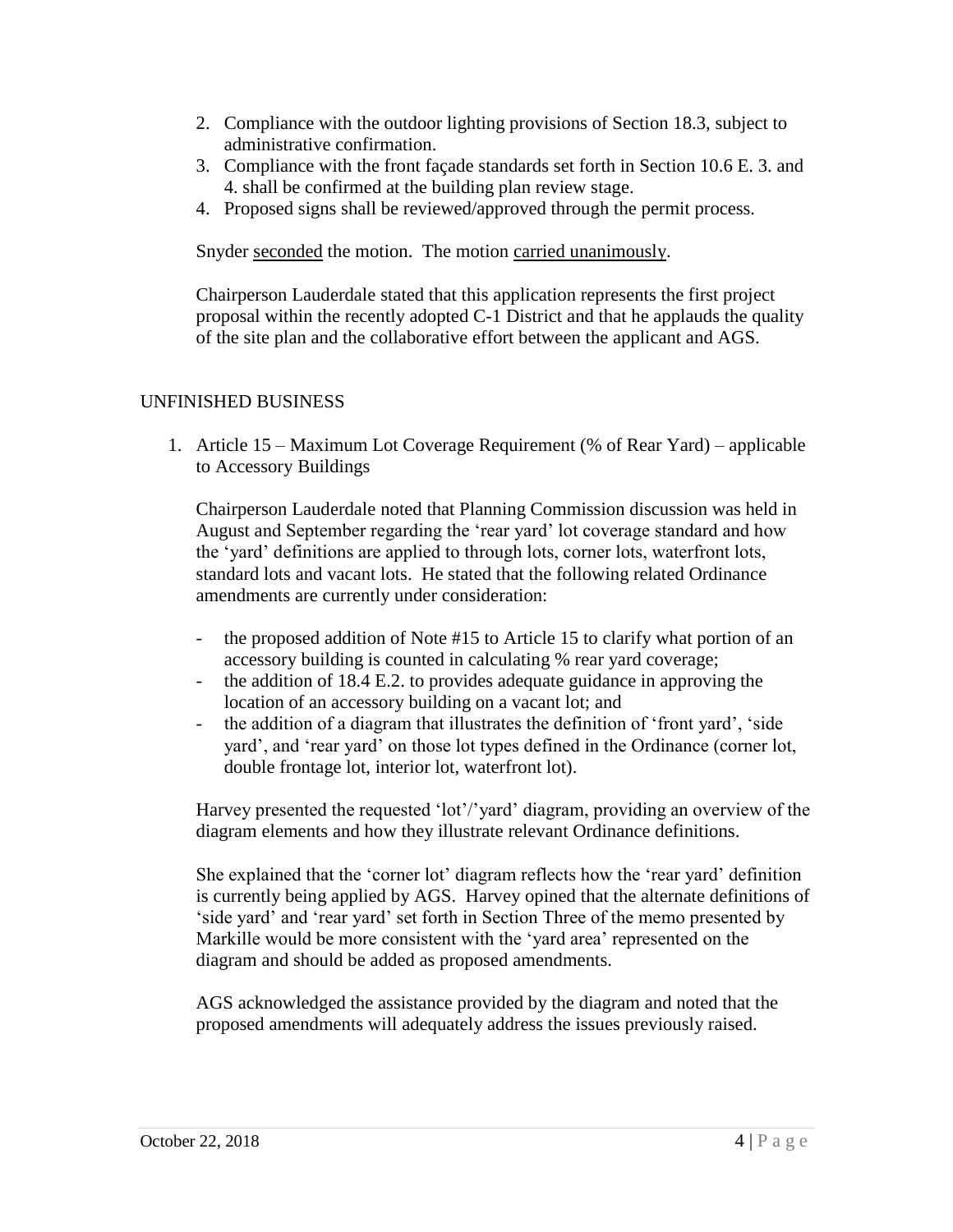2. Compliance with the outdoor lighting provisions of Section 18.3, subject to administrative confirmation.
3. Compliance with the front façade standards set forth in Section 10.6 E. 3. and 4. shall be confirmed at the building plan review stage.
4. Proposed signs shall be reviewed/approved through the permit process.

Snyder seconded the motion. The motion carried unanimously.

Chairperson Lauderdale stated that this application represents the first project proposal within the recently adopted C-1 District and that he applauds the quality of the site plan and the collaborative effort between the applicant and AGS.

## UNFINISHED BUSINESS

1. Article 15 – Maximum Lot Coverage Requirement (% of Rear Yard) – applicable to Accessory Buildings

   Chairperson Lauderdale noted that Planning Commission discussion was held in August and September regarding the 'rear yard' lot coverage standard and how the 'yard' definitions are applied to through lots, corner lots, waterfront lots, standard lots and vacant lots. He stated that the following related Ordinance amendments are currently under consideration:

   - the proposed addition of Note #15 to Article 15 to clarify what portion of an accessory building is counted in calculating % rear yard coverage;
   - the addition of 18.4 E.2. to provides adequate guidance in approving the location of an accessory building on a vacant lot; and
   - the addition of a diagram that illustrates the definition of 'front yard', 'side yard', and 'rear yard' on those lot types defined in the Ordinance (corner lot, double frontage lot, interior lot, waterfront lot).

   Harvey presented the requested 'lot'/'yard' diagram, providing an overview of the diagram elements and how they illustrate relevant Ordinance definitions.

   She explained that the 'corner lot' diagram reflects how the 'rear yard' definition is currently being applied by AGS. Harvey opined that the alternate definitions of 'side yard' and 'rear yard' set forth in Section Three of the memo presented by Markille would be more consistent with the 'yard area' represented on the diagram and should be added as proposed amendments.

   AGS acknowledged the assistance provided by the diagram and noted that the proposed amendments will adequately address the issues previously raised.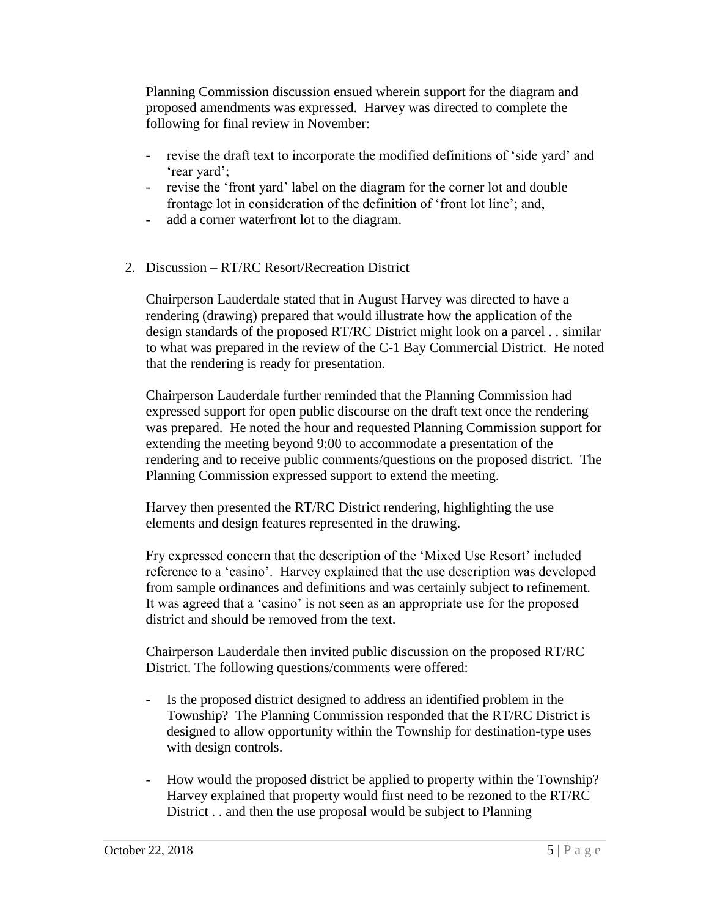Planning Commission discussion ensued wherein support for the diagram and proposed amendments was expressed. Harvey was directed to complete the following for final review in November:

- revise the draft text to incorporate the modified definitions of 'side yard' and 'rear yard';
- revise the 'front yard' label on the diagram for the corner lot and double frontage lot in consideration of the definition of 'front lot line'; and,
- add a corner waterfront lot to the diagram.

2. Discussion – RT/RC Resort/Recreation District

Chairperson Lauderdale stated that in August Harvey was directed to have a rendering (drawing) prepared that would illustrate how the application of the design standards of the proposed RT/RC District might look on a parcel . . similar to what was prepared in the review of the C-1 Bay Commercial District. He noted that the rendering is ready for presentation.

Chairperson Lauderdale further reminded that the Planning Commission had expressed support for open public discourse on the draft text once the rendering was prepared. He noted the hour and requested Planning Commission support for extending the meeting beyond 9:00 to accommodate a presentation of the rendering and to receive public comments/questions on the proposed district. The Planning Commission expressed support to extend the meeting.

Harvey then presented the RT/RC District rendering, highlighting the use elements and design features represented in the drawing.

Fry expressed concern that the description of the 'Mixed Use Resort' included reference to a 'casino'. Harvey explained that the use description was developed from sample ordinances and definitions and was certainly subject to refinement. It was agreed that a 'casino' is not seen as an appropriate use for the proposed district and should be removed from the text.

Chairperson Lauderdale then invited public discussion on the proposed RT/RC District. The following questions/comments were offered:

- Is the proposed district designed to address an identified problem in the Township? The Planning Commission responded that the RT/RC District is designed to allow opportunity within the Township for destination-type uses with design controls.

- How would the proposed district be applied to property within the Township? Harvey explained that property would first need to be rezoned to the RT/RC District . . and then the use proposal would be subject to Planning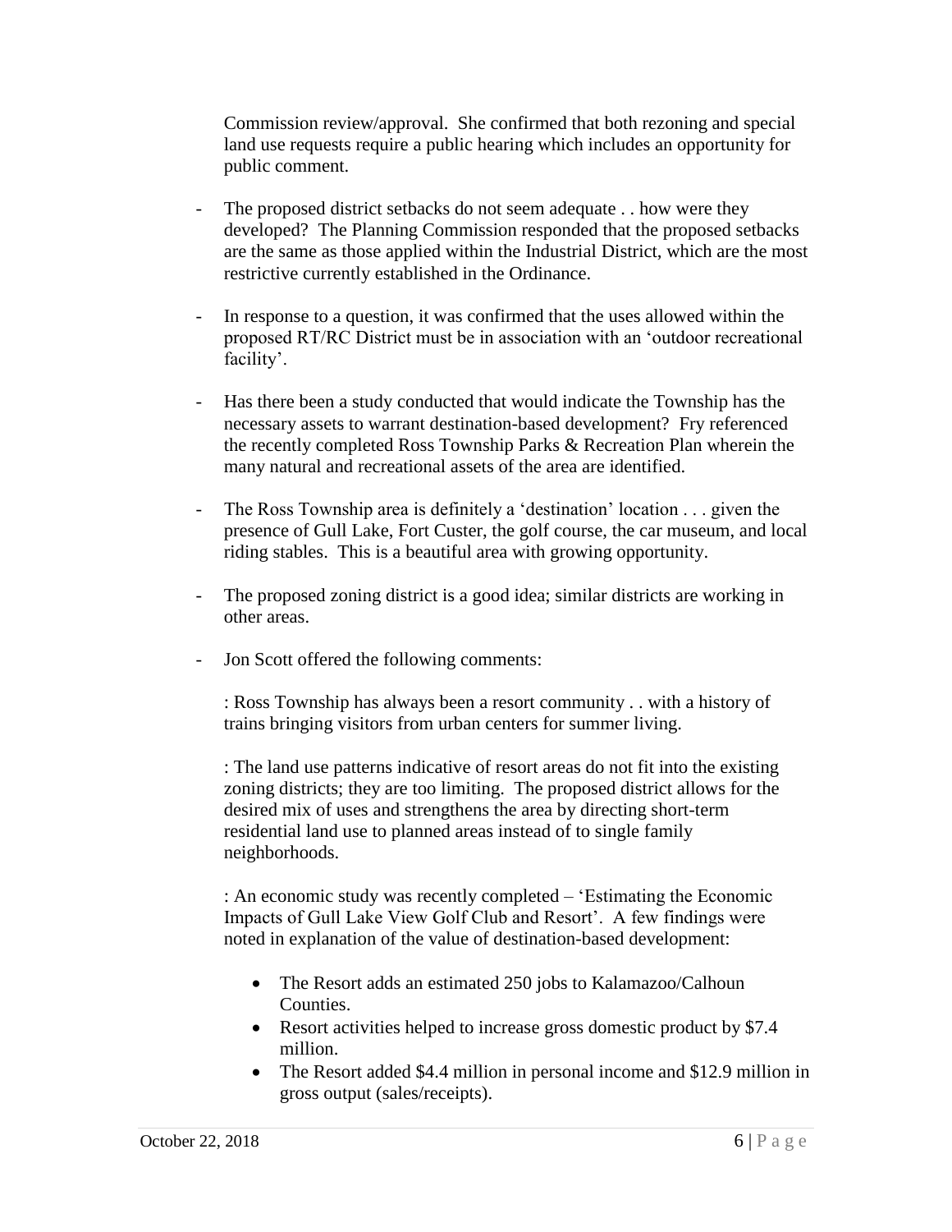Commission review/approval. She confirmed that both rezoning and special land use requests require a public hearing which includes an opportunity for public comment.

- The proposed district setbacks do not seem adequate . . how were they developed? The Planning Commission responded that the proposed setbacks are the same as those applied within the Industrial District, which are the most restrictive currently established in the Ordinance.

- In response to a question, it was confirmed that the uses allowed within the proposed RT/RC District must be in association with an 'outdoor recreational facility'.

- Has there been a study conducted that would indicate the Township has the necessary assets to warrant destination-based development? Fry referenced the recently completed Ross Township Parks & Recreation Plan wherein the many natural and recreational assets of the area are identified.

- The Ross Township area is definitely a 'destination' location . . . given the presence of Gull Lake, Fort Custer, the golf course, the car museum, and local riding stables. This is a beautiful area with growing opportunity.

- The proposed zoning district is a good idea; similar districts are working in other areas.

- Jon Scott offered the following comments:

  : Ross Township has always been a resort community . . with a history of trains bringing visitors from urban centers for summer living.

  : The land use patterns indicative of resort areas do not fit into the existing zoning districts; they are too limiting. The proposed district allows for the desired mix of uses and strengthens the area by directing short-term residential land use to planned areas instead of to single family neighborhoods.

  : An economic study was recently completed – 'Estimating the Economic Impacts of Gull Lake View Golf Club and Resort'. A few findings were noted in explanation of the value of destination-based development:

  - The Resort adds an estimated 250 jobs to Kalamazoo/Calhoun Counties.
  - Resort activities helped to increase gross domestic product by $7.4 million.
  - The Resort added $4.4 million in personal income and $12.9 million in gross output (sales/receipts).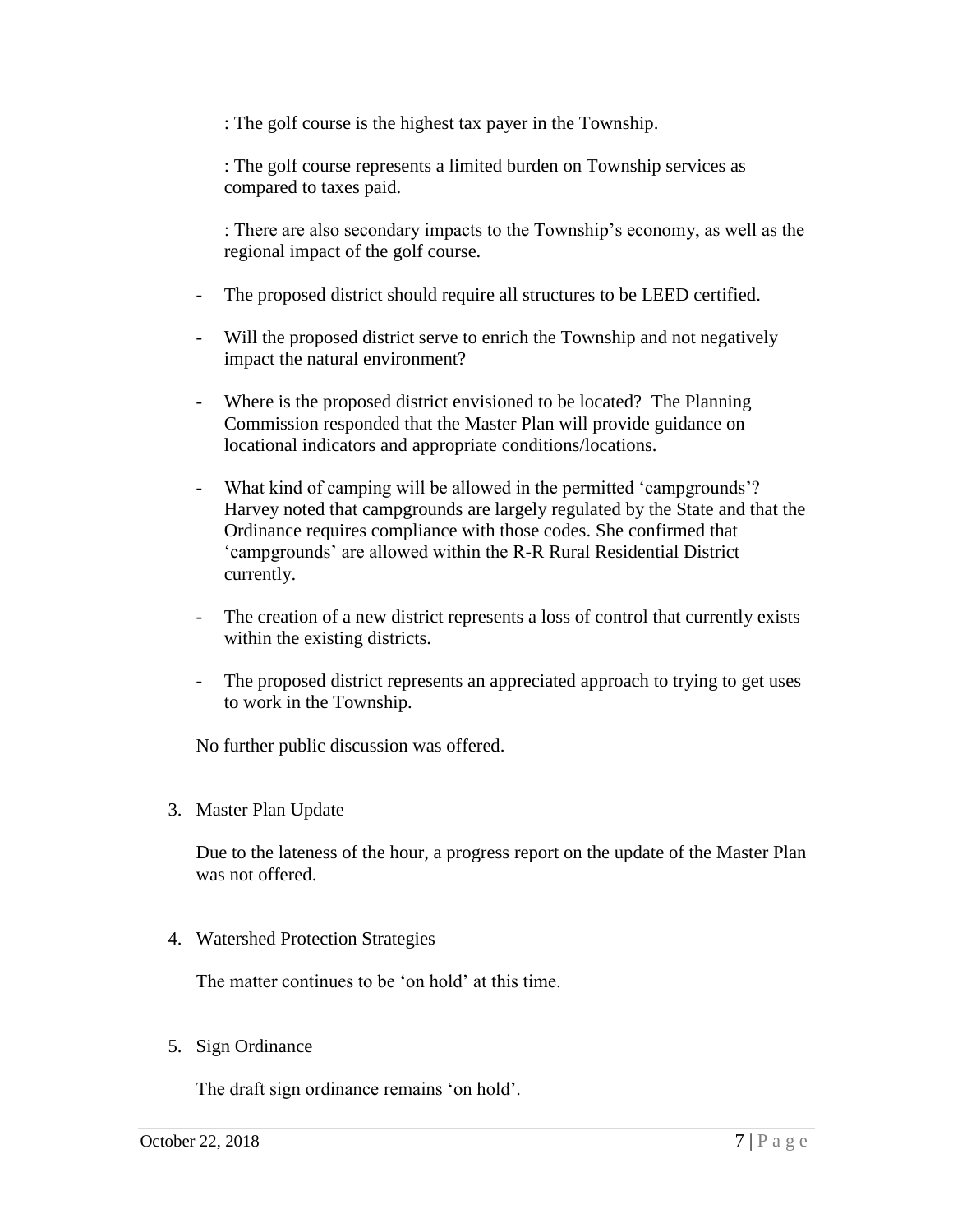: The golf course is the highest tax payer in the Township.

: The golf course represents a limited burden on Township services as compared to taxes paid.

: There are also secondary impacts to the Township's economy, as well as the regional impact of the golf course.

- The proposed district should require all structures to be LEED certified.
- Will the proposed district serve to enrich the Township and not negatively impact the natural environment?
- Where is the proposed district envisioned to be located? The Planning Commission responded that the Master Plan will provide guidance on locational indicators and appropriate conditions/locations.
- What kind of camping will be allowed in the permitted 'campgrounds'? Harvey noted that campgrounds are largely regulated by the State and that the Ordinance requires compliance with those codes. She confirmed that 'campgrounds' are allowed within the R-R Rural Residential District currently.
- The creation of a new district represents a loss of control that currently exists within the existing districts.
- The proposed district represents an appreciated approach to trying to get uses to work in the Township.

No further public discussion was offered.

3. Master Plan Update

   Due to the lateness of the hour, a progress report on the update of the Master Plan was not offered.

4. Watershed Protection Strategies

   The matter continues to be 'on hold' at this time.

5. Sign Ordinance

   The draft sign ordinance remains 'on hold'.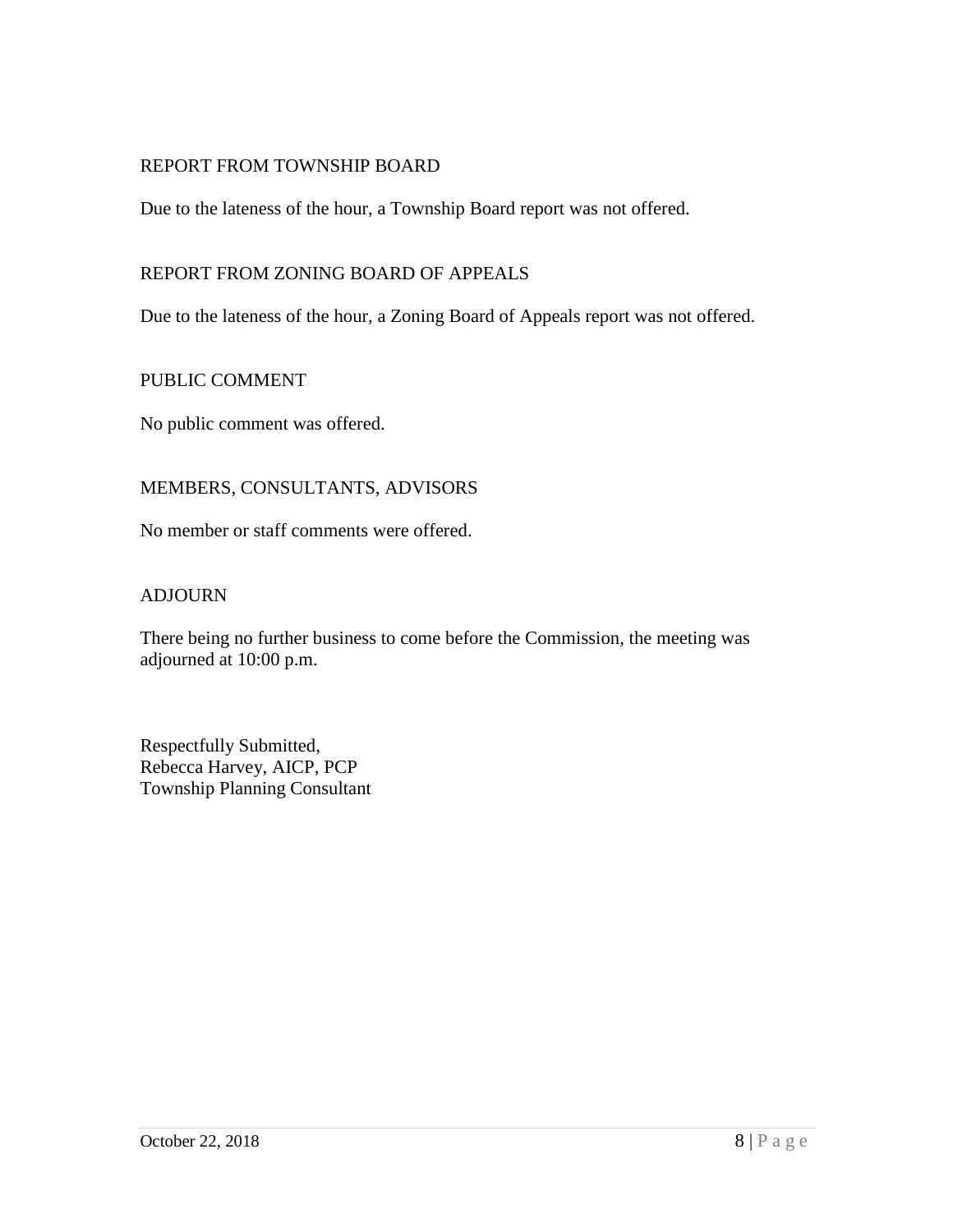## REPORT FROM TOWNSHIP BOARD

Due to the lateness of the hour, a Township Board report was not offered.

## REPORT FROM ZONING BOARD OF APPEALS

Due to the lateness of the hour, a Zoning Board of Appeals report was not offered.

## PUBLIC COMMENT

No public comment was offered.

## MEMBERS, CONSULTANTS, ADVISORS

No member or staff comments were offered.

## ADJOURN

There being no further business to come before the Commission, the meeting was adjourned at 10:00 p.m.

Respectfully Submitted,
Rebecca Harvey, AICP, PCP
Township Planning Consultant